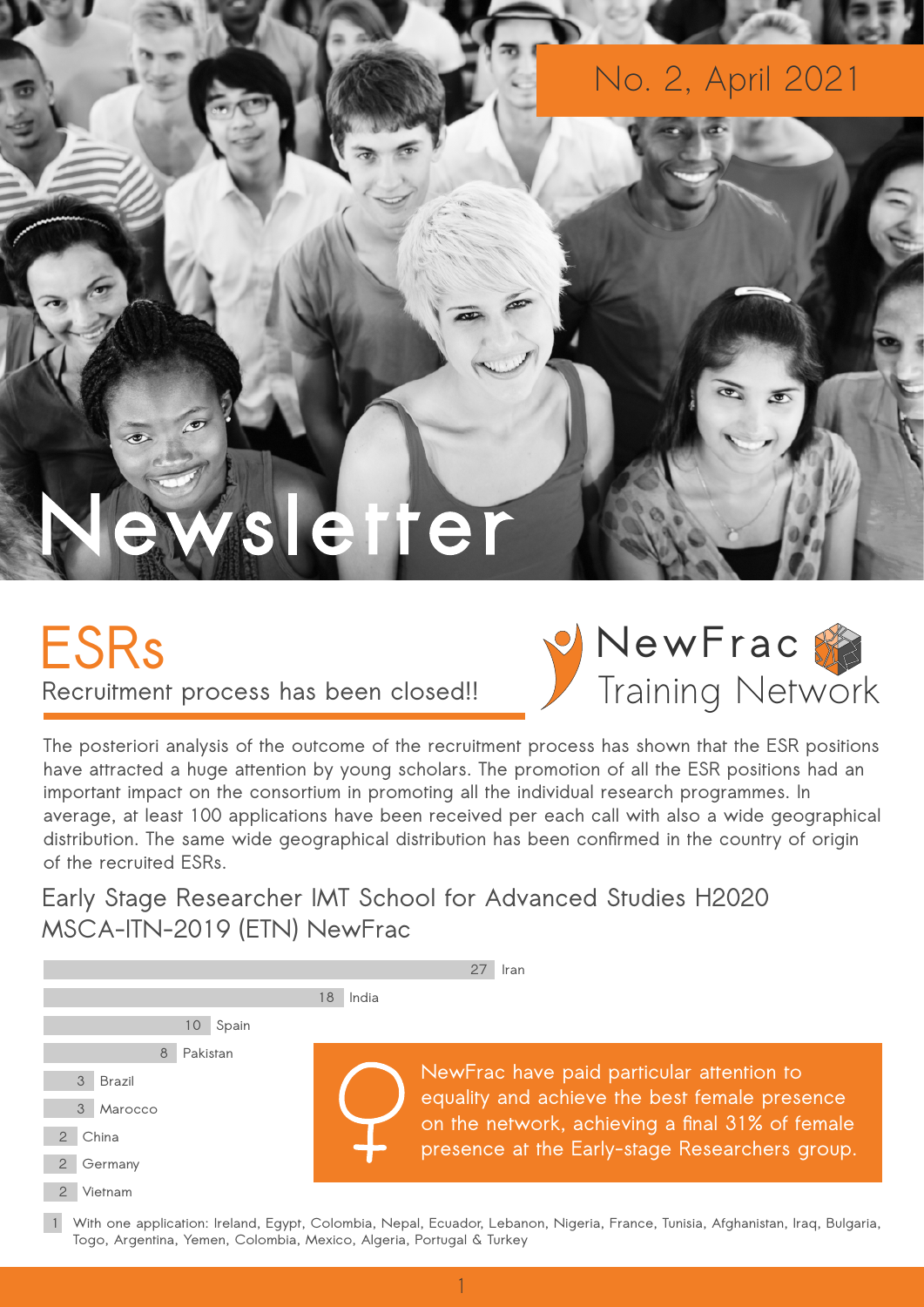No. 2, April 2021

# Newsletter

# ESRs

## Recruitment process has been closed!!

NewFrac Training Network

The posteriori analysis of the outcome of the recruitment process has shown that the ESR positions have attracted a huge attention by young scholars. The promotion of all the ESR positions had an important impact on the consortium in promoting all the individual research programmes. In average, at least 100 applications have been received per each call with also a wide geographical distribution. The same wide geographical distribution has been confirmed in the country of origin of the recruited ESRs.

### Early Stage Researcher IMT School for Advanced Studies H2020 MSCA-ITN-2019 (ETN) NewFrac

27 Iran
18 India
10 Spain
8 Pakistan
3 Brazil
3 Marocco
2 China
2 Germany
2 Vietnam
1 With one application: Ireland, Egypt, Colombia, Nepal, Ecuador, Lebanon, Nigeria, France, Tunisia, Afghanistan, Iraq, Bulgaria, Togo, Argentina, Yemen, Colombia, Mexico, Algeria, Portugal & Turkey

NewFrac have paid particular attention to equality and achieve the best female presence on the network, achieving a final 31% of female presence at the Early-stage Researchers group.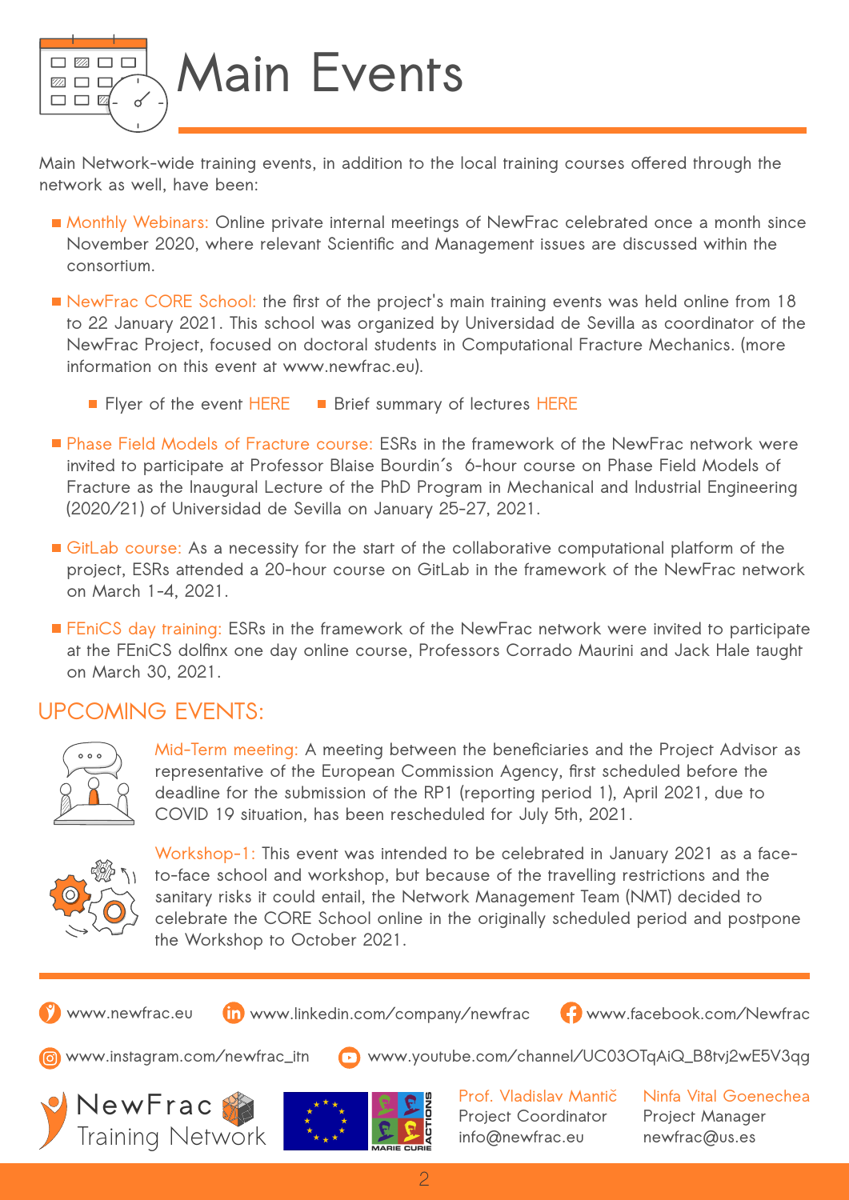# Main Events

Main Network-wide training events, in addition to the local training courses offered through the network as well, have been:

- **Monthly Webinars:** Online private internal meetings of NewFrac celebrated once a month since November 2020, where relevant Scientific and Management issues are discussed within the consortium.
- **NewFrac CORE School:** the first of the project's main training events was held online from 18 to 22 January 2021. This school was organized by Universidad de Sevilla as coordinator of the NewFrac Project, focused on doctoral students in Computational Fracture Mechanics. (more information on this event at www.newfrac.eu).
  - Flyer of the event HERE
  - Brief summary of lectures HERE
- **Phase Field Models of Fracture course:** ESRs in the framework of the NewFrac network were invited to participate at Professor Blaise Bourdin´s 6-hour course on Phase Field Models of Fracture as the Inaugural Lecture of the PhD Program in Mechanical and Industrial Engineering (2020/21) of Universidad de Sevilla on January 25-27, 2021.
- **GitLab course:** As a necessity for the start of the collaborative computational platform of the project, ESRs attended a 20-hour course on GitLab in the framework of the NewFrac network on March 1-4, 2021.
- **FEniCS day training:** ESRs in the framework of the NewFrac network were invited to participate at the FEniCS dolfinx one day online course, Professors Corrado Maurini and Jack Hale taught on March 30, 2021.

## UPCOMING EVENTS:

**Mid-Term meeting:** A meeting between the beneficiaries and the Project Advisor as representative of the European Commission Agency, first scheduled before the deadline for the submission of the RP1 (reporting period 1), April 2021, due to COVID 19 situation, has been rescheduled for July 5th, 2021.

**Workshop-1:** This event was intended to be celebrated in January 2021 as a face-to-face school and workshop, but because of the travelling restrictions and the sanitary risks it could entail, the Network Management Team (NMT) decided to celebrate the CORE School online in the originally scheduled period and postpone the Workshop to October 2021.

www.newfrac.eu | www.linkedin.com/company/newfrac | www.facebook.com/Newfrac

www.instagram.com/newfrac_itn | www.youtube.com/channel/UC03OTqAiQ_B8tvj2wE5V3qg

NewFrac Training Network

MARIE CURIE ACTIONS

Prof. Vladislav Mantič
Project Coordinator
info@newfrac.eu

Ninfa Vital Goenechea
Project Manager
newfrac@us.es